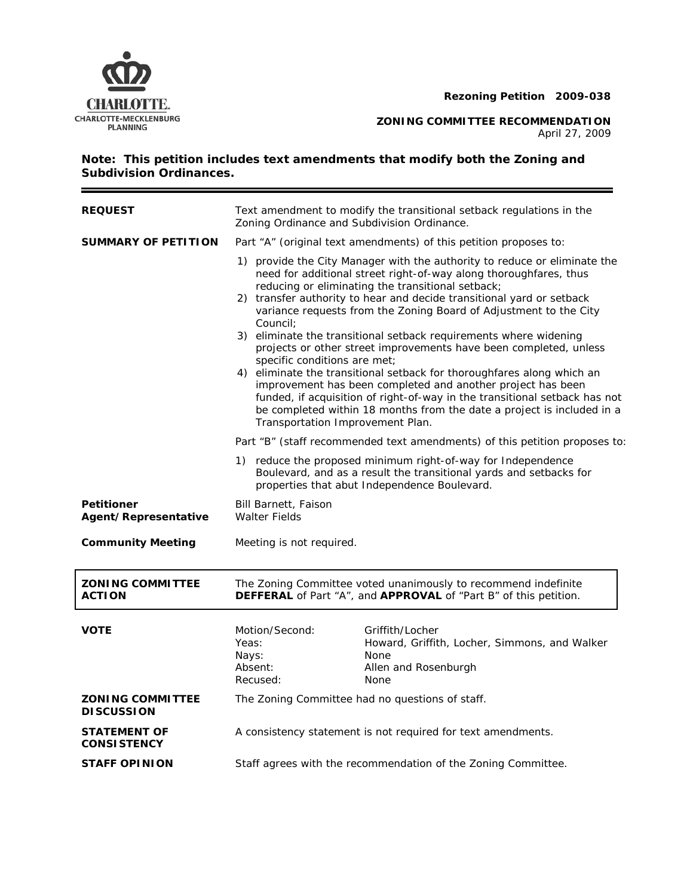**Rezoning Petition 2009-038**

**ZONING COMMITTEE RECOMMENDATION**
April 27, 2009

**Note: This petition includes text amendments that modify both the Zoning and Subdivision Ordinances.**

| | |
|---|---|
| **REQUEST** | Text amendment to modify the transitional setback regulations in the Zoning Ordinance and Subdivision Ordinance. |
| **SUMMARY OF PETITION** | Part "A" (original text amendments) of this petition proposes to:<br>1) provide the City Manager with the authority to reduce or eliminate the need for additional street right-of-way along thoroughfares, thus reducing or eliminating the transitional setback;<br>2) transfer authority to hear and decide transitional yard or setback variance requests from the Zoning Board of Adjustment to the City Council;<br>3) eliminate the transitional setback requirements where widening projects or other street improvements have been completed, unless specific conditions are met;<br>4) eliminate the transitional setback for thoroughfares along which an improvement has been completed and another project has been funded, if acquisition of right-of-way in the transitional setback has not be completed within 18 months from the date a project is included in a Transportation Improvement Plan.<br>Part "B" (staff recommended text amendments) of this petition proposes to:<br>1) reduce the proposed minimum right-of-way for Independence Boulevard, and as a result the transitional yards and setbacks for properties that abut Independence Boulevard. |
| **Petitioner**<br>**Agent/Representative** | Bill Barnett, Faison<br>Walter Fields |
| **Community Meeting** | Meeting is not required. |
| **ZONING COMMITTEE ACTION** | The Zoning Committee voted unanimously to recommend indefinite **DEFFERAL** of Part "A", and **APPROVAL** of "Part B" of this petition. |

| **VOTE** | | |
|---|---|---|
| | Motion/Second: | Griffith/Locher |
| | Yeas: | Howard, Griffith, Locher, Simmons, and Walker |
| | Nays: | None |
| | Absent: | Allen and Rosenburgh |
| | Recused: | None |

| | |
|---|---|
| **ZONING COMMITTEE DISCUSSION** | The Zoning Committee had no questions of staff. |
| **STATEMENT OF CONSISTENCY** | A consistency statement is not required for text amendments. |
| **STAFF OPINION** | Staff agrees with the recommendation of the Zoning Committee. |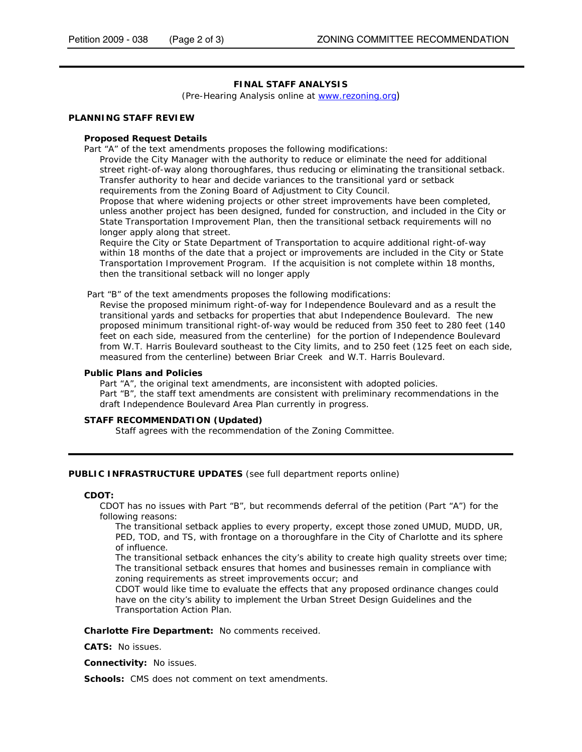## FINAL STAFF ANALYSIS

(Pre-Hearing Analysis online at www.rezoning.org)

### PLANNING STAFF REVIEW

**Proposed Request Details**

Part "A" of the text amendments proposes the following modifications:

- Provide the City Manager with the authority to reduce or eliminate the need for additional street right-of-way along thoroughfares, thus reducing or eliminating the transitional setback.
- Transfer authority to hear and decide variances to the transitional yard or setback requirements from the Zoning Board of Adjustment to City Council.
- Propose that where widening projects or other street improvements have been completed, unless another project has been designed, funded for construction, and included in the City or State Transportation Improvement Plan, then the transitional setback requirements will no longer apply along that street.
- Require the City or State Department of Transportation to acquire additional right-of-way within 18 months of the date that a project or improvements are included in the City or State Transportation Improvement Program. If the acquisition is not complete within 18 months, then the transitional setback will no longer apply

Part "B" of the text amendments proposes the following modifications:

- Revise the proposed minimum right-of-way for Independence Boulevard and as a result the transitional yards and setbacks for properties that abut Independence Boulevard. The new proposed minimum transitional right-of-way would be reduced from 350 feet to 280 feet (140 feet on each side, measured from the centerline) for the portion of Independence Boulevard from W.T. Harris Boulevard southeast to the City limits, and to 250 feet (125 feet on each side, measured from the centerline) between Briar Creek and W.T. Harris Boulevard.

**Public Plans and Policies**

- Part "A", the original text amendments, are inconsistent with adopted policies.
- Part "B", the staff text amendments are consistent with preliminary recommendations in the draft Independence Boulevard Area Plan currently in progress.

**STAFF RECOMMENDATION (Updated)**

Staff agrees with the recommendation of the Zoning Committee.

### PUBLIC INFRASTRUCTURE UPDATES (see full department reports online)

**CDOT:**

CDOT has no issues with Part "B", but recommends deferral of the petition (Part "A") for the following reasons:

- The transitional setback applies to every property, except those zoned UMUD, MUDD, UR, PED, TOD, and TS, with frontage on a thoroughfare in the City of Charlotte and its sphere of influence.
- The transitional setback enhances the city's ability to create high quality streets over time;
- The transitional setback ensures that homes and businesses remain in compliance with zoning requirements as street improvements occur; and
- CDOT would like time to evaluate the effects that any proposed ordinance changes could have on the city's ability to implement the Urban Street Design Guidelines and the Transportation Action Plan.

**Charlotte Fire Department:** No comments received.

**CATS:** No issues.

**Connectivity:** No issues.

**Schools:** CMS does not comment on text amendments.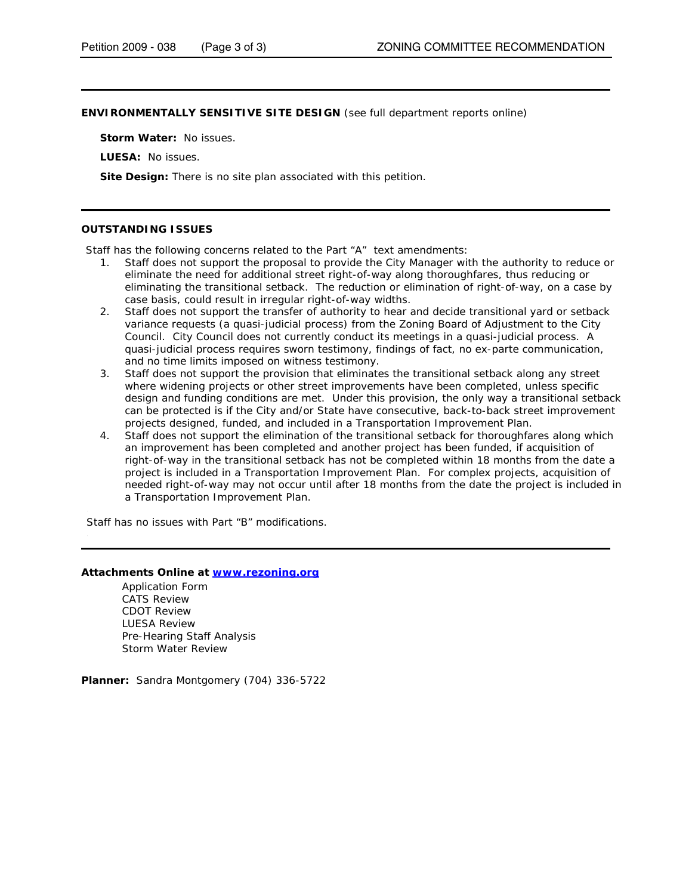**ENVIRONMENTALLY SENSITIVE SITE DESIGN** (see full department reports online)

**Storm Water:** No issues.

**LUESA:** No issues.

**Site Design:** There is no site plan associated with this petition.

**OUTSTANDING ISSUES**

Staff has the following concerns related to the Part "A" text amendments:

1. Staff does not support the proposal to provide the City Manager with the authority to reduce or eliminate the need for additional street right-of-way along thoroughfares, thus reducing or eliminating the transitional setback. The reduction or elimination of right-of-way, on a case by case basis, could result in irregular right-of-way widths.
2. Staff does not support the transfer of authority to hear and decide transitional yard or setback variance requests (a quasi-judicial process) from the Zoning Board of Adjustment to the City Council. City Council does not currently conduct its meetings in a quasi-judicial process. A quasi-judicial process requires sworn testimony, findings of fact, no ex-parte communication, and no time limits imposed on witness testimony.
3. Staff does not support the provision that eliminates the transitional setback along any street where widening projects or other street improvements have been completed, unless specific design and funding conditions are met. Under this provision, the only way a transitional setback can be protected is if the City and/or State have consecutive, back-to-back street improvement projects designed, funded, and included in a Transportation Improvement Plan.
4. Staff does not support the elimination of the transitional setback for thoroughfares along which an improvement has been completed and another project has been funded, if acquisition of right-of-way in the transitional setback has not be completed within 18 months from the date a project is included in a Transportation Improvement Plan. For complex projects, acquisition of needed right-of-way may not occur until after 18 months from the date the project is included in a Transportation Improvement Plan.

Staff has no issues with Part "B" modifications.

**Attachments Online at [www.rezoning.org](www.rezoning.org)**

- Application Form
- CATS Review
- CDOT Review
- LUESA Review
- Pre-Hearing Staff Analysis
- Storm Water Review

**Planner:** Sandra Montgomery (704) 336-5722